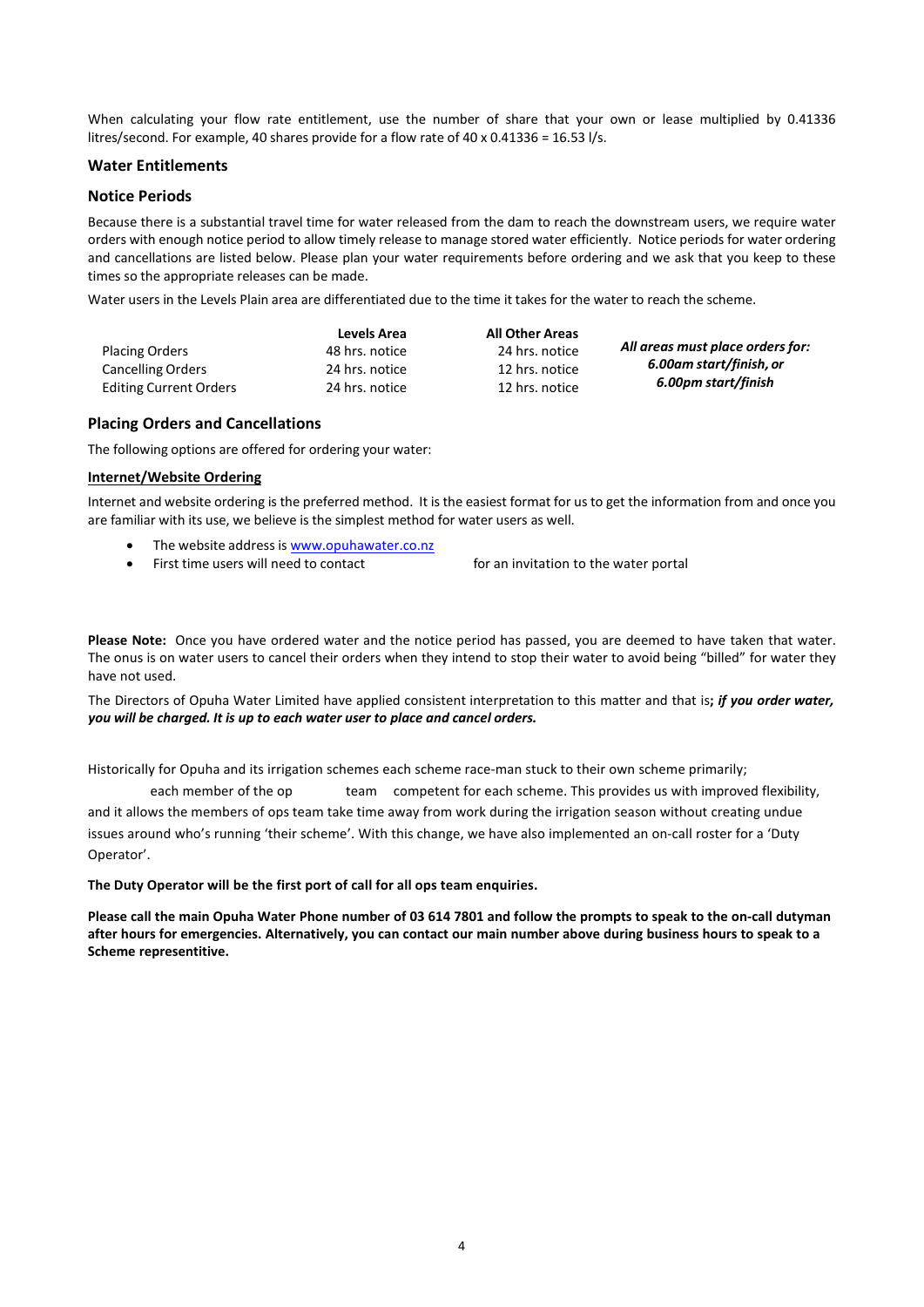When calculating your flow rate entitlement, use the number of share that your own or lease multiplied by 0.41336 litres/second. For example, 40 shares provide for a flow rate of 40 x 0.41336 = 16.53 l/s.

### Water Entitlements

### Notice Periods

Because there is a substantial travel time for water released from the dam to reach the downstream users, we require water orders with enough notice period to allow timely release to manage stored water efficiently. Notice periods for water ordering and cancellations are listed below. Please plan your water requirements before ordering and we ask that you keep to these times so the appropriate releases can be made.

Water users in the Levels Plain area are differentiated due to the time it takes for the water to reach the scheme.

| | Levels Area | All Other Areas |
|---|---|---|
| Placing Orders | 48 hrs. notice | 24 hrs. notice |
| Cancelling Orders | 24 hrs. notice | 12 hrs. notice |
| Editing Current Orders | 24 hrs. notice | 12 hrs. notice |

***All areas must place orders for: 6.00am start/finish, or 6.00pm start/finish***

### Placing Orders and Cancellations

The following options are offered for ordering your water:

**Internet/Website Ordering**

Internet and website ordering is the preferred method. It is the easiest format for us to get the information from and once you are familiar with its use, we believe is the simplest method for water users as well.

- The website address is www.opuhawater.co.nz
- First time users will need to contact for an invitation to the water portal

**Please Note:** Once you have ordered water and the notice period has passed, you are deemed to have taken that water. The onus is on water users to cancel their orders when they intend to stop their water to avoid being "billed" for water they have not used.

The Directors of Opuha Water Limited have applied consistent interpretation to this matter and that is***; if you order water, you will be charged. It is up to each water user to place and cancel orders.***

Historically for Opuha and its irrigation schemes each scheme race-man stuck to their own scheme primarily; each member of the op team competent for each scheme. This provides us with improved flexibility, and it allows the members of ops team take time away from work during the irrigation season without creating undue issues around who's running 'their scheme'. With this change, we have also implemented an on-call roster for a 'Duty Operator'.

**The Duty Operator will be the first port of call for all ops team enquiries.**

**Please call the main Opuha Water Phone number of 03 614 7801 and follow the prompts to speak to the on-call dutyman after hours for emergencies. Alternatively, you can contact our main number above during business hours to speak to a Scheme representitive.**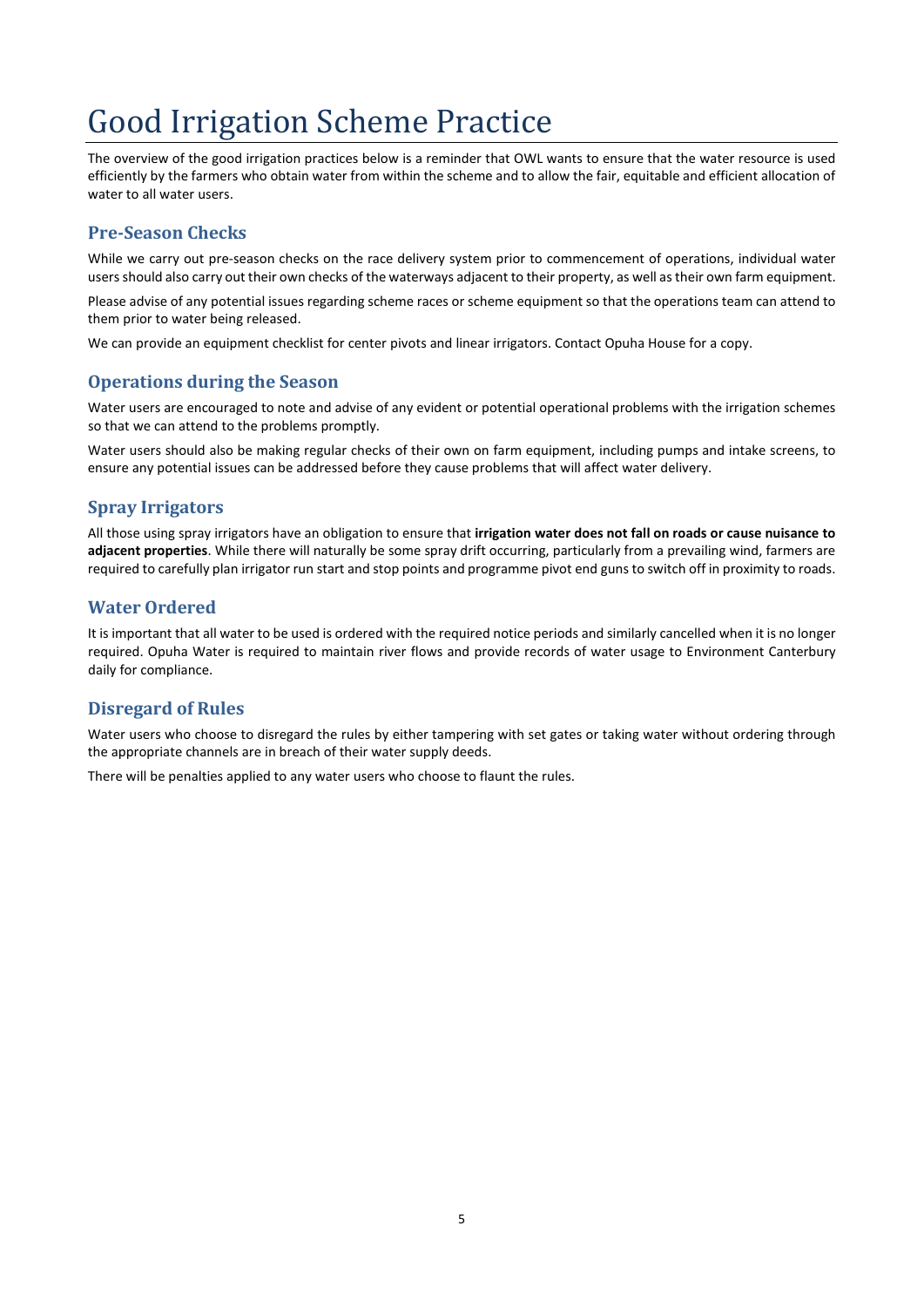# Good Irrigation Scheme Practice

The overview of the good irrigation practices below is a reminder that OWL wants to ensure that the water resource is used efficiently by the farmers who obtain water from within the scheme and to allow the fair, equitable and efficient allocation of water to all water users.

## Pre-Season Checks

While we carry out pre-season checks on the race delivery system prior to commencement of operations, individual water users should also carry out their own checks of the waterways adjacent to their property, as well as their own farm equipment.

Please advise of any potential issues regarding scheme races or scheme equipment so that the operations team can attend to them prior to water being released.

We can provide an equipment checklist for center pivots and linear irrigators. Contact Opuha House for a copy.

## Operations during the Season

Water users are encouraged to note and advise of any evident or potential operational problems with the irrigation schemes so that we can attend to the problems promptly.

Water users should also be making regular checks of their own on farm equipment, including pumps and intake screens, to ensure any potential issues can be addressed before they cause problems that will affect water delivery.

## Spray Irrigators

All those using spray irrigators have an obligation to ensure that **irrigation water does not fall on roads or cause nuisance to adjacent properties**. While there will naturally be some spray drift occurring, particularly from a prevailing wind, farmers are required to carefully plan irrigator run start and stop points and programme pivot end guns to switch off in proximity to roads.

## Water Ordered

It is important that all water to be used is ordered with the required notice periods and similarly cancelled when it is no longer required. Opuha Water is required to maintain river flows and provide records of water usage to Environment Canterbury daily for compliance.

## Disregard of Rules

Water users who choose to disregard the rules by either tampering with set gates or taking water without ordering through the appropriate channels are in breach of their water supply deeds.

There will be penalties applied to any water users who choose to flaunt the rules.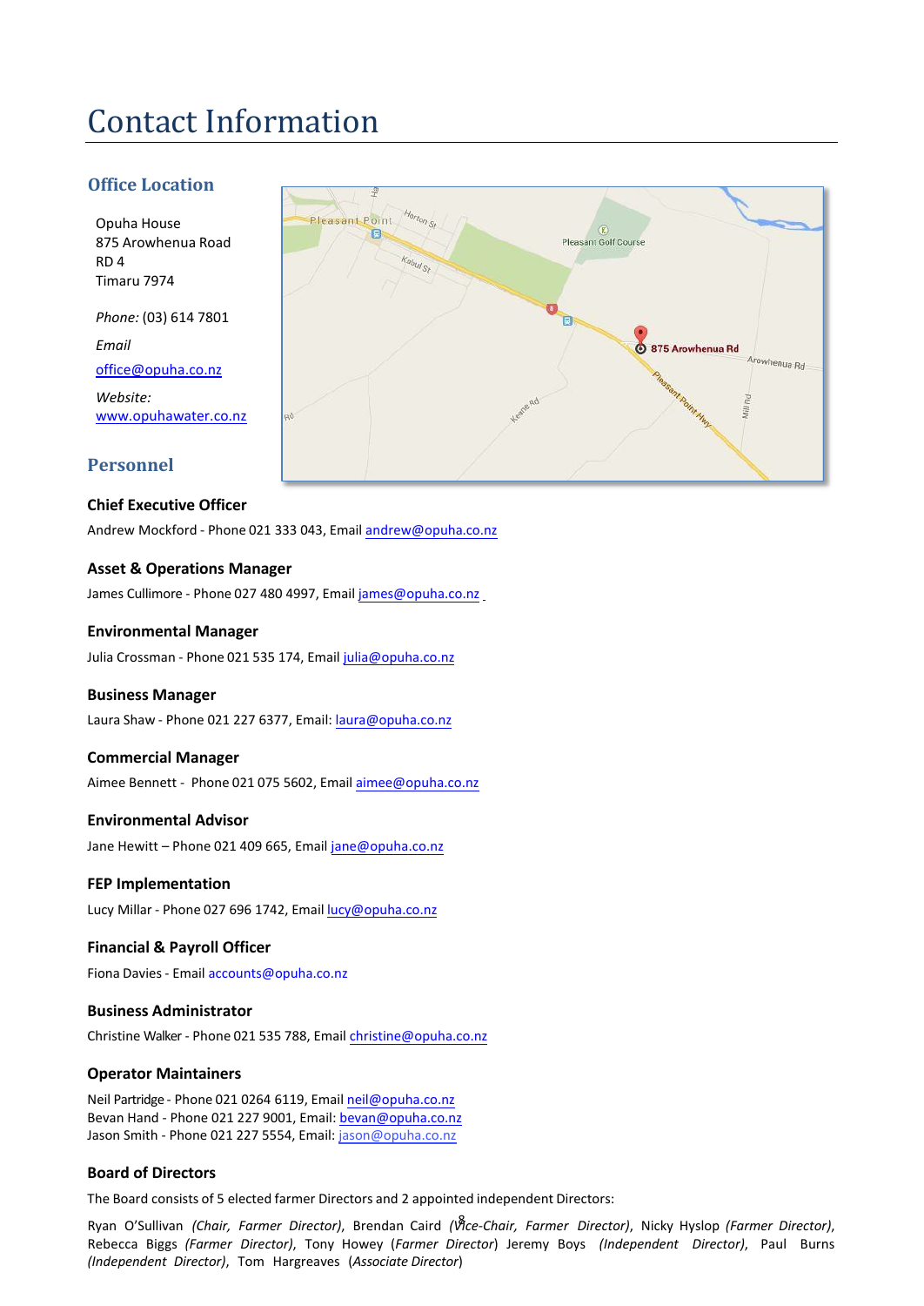# Contact Information

## Office Location

Opuha House
875 Arowhenua Road
RD 4
Timaru 7974

*Phone:* (03) 614 7801

*Email*

office@opuha.co.nz

*Website:*
www.opuhawater.co.nz

## Personnel

### Chief Executive Officer

Andrew Mockford - Phone 021 333 043, Email andrew@opuha.co.nz

### Asset & Operations Manager

James Cullimore - Phone 027 480 4997, Email james@opuha.co.nz

### Environmental Manager

Julia Crossman - Phone 021 535 174, Email julia@opuha.co.nz

### Business Manager

Laura Shaw - Phone 021 227 6377, Email: laura@opuha.co.nz

### Commercial Manager

Aimee Bennett - Phone 021 075 5602, Email aimee@opuha.co.nz

### Environmental Advisor

Jane Hewitt – Phone 021 409 665, Email jane@opuha.co.nz

### FEP Implementation

Lucy Millar - Phone 027 696 1742, Email lucy@opuha.co.nz

### Financial & Payroll Officer

Fiona Davies - Email accounts@opuha.co.nz

### Business Administrator

Christine Walker - Phone 021 535 788, Email christine@opuha.co.nz

### Operator Maintainers

Neil Partridge - Phone 021 0264 6119, Email neil@opuha.co.nz
Bevan Hand - Phone 021 227 9001, Email: bevan@opuha.co.nz
Jason Smith - Phone 021 227 5554, Email: jason@opuha.co.nz

### Board of Directors

The Board consists of 5 elected farmer Directors and 2 appointed independent Directors:

Ryan O'Sullivan *(Chair, Farmer Director)*, Brendan Caird *(Vice-Chair, Farmer Director)*, Nicky Hyslop *(Farmer Director)*, Rebecca Biggs *(Farmer Director)*, Tony Howey (*Farmer Director*) Jeremy Boys *(Independent Director)*, Paul Burns *(Independent Director)*, Tom Hargreaves (*Associate Director*)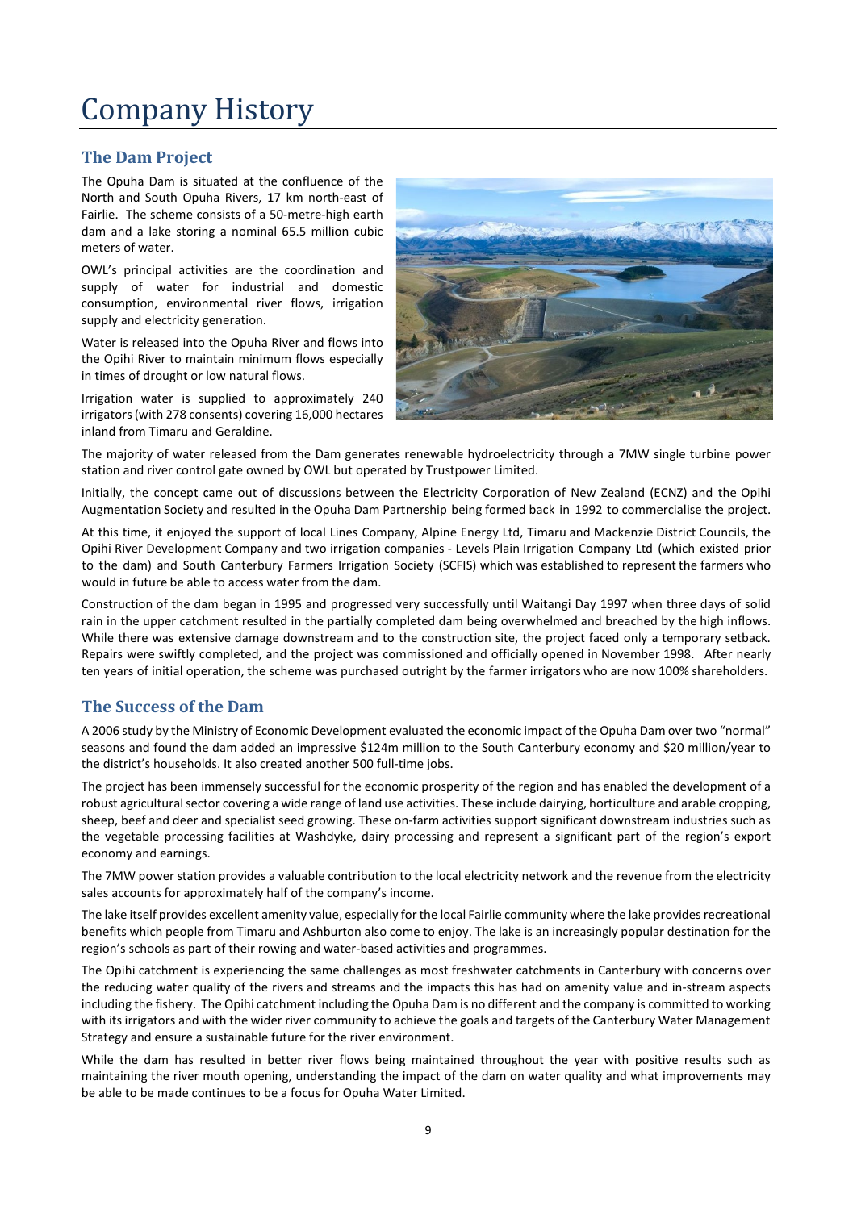# Company History

## The Dam Project

The Opuha Dam is situated at the confluence of the North and South Opuha Rivers, 17 km north-east of Fairlie. The scheme consists of a 50-metre-high earth dam and a lake storing a nominal 65.5 million cubic meters of water.

OWL's principal activities are the coordination and supply of water for industrial and domestic consumption, environmental river flows, irrigation supply and electricity generation.

Water is released into the Opuha River and flows into the Opihi River to maintain minimum flows especially in times of drought or low natural flows.

Irrigation water is supplied to approximately 240 irrigators (with 278 consents) covering 16,000 hectares inland from Timaru and Geraldine.

The majority of water released from the Dam generates renewable hydroelectricity through a 7MW single turbine power station and river control gate owned by OWL but operated by Trustpower Limited.

Initially, the concept came out of discussions between the Electricity Corporation of New Zealand (ECNZ) and the Opihi Augmentation Society and resulted in the Opuha Dam Partnership being formed back in 1992 to commercialise the project.

At this time, it enjoyed the support of local Lines Company, Alpine Energy Ltd, Timaru and Mackenzie District Councils, the Opihi River Development Company and two irrigation companies - Levels Plain Irrigation Company Ltd (which existed prior to the dam) and South Canterbury Farmers Irrigation Society (SCFIS) which was established to represent the farmers who would in future be able to access water from the dam.

Construction of the dam began in 1995 and progressed very successfully until Waitangi Day 1997 when three days of solid rain in the upper catchment resulted in the partially completed dam being overwhelmed and breached by the high inflows. While there was extensive damage downstream and to the construction site, the project faced only a temporary setback. Repairs were swiftly completed, and the project was commissioned and officially opened in November 1998. After nearly ten years of initial operation, the scheme was purchased outright by the farmer irrigators who are now 100% shareholders.

## The Success of the Dam

A 2006 study by the Ministry of Economic Development evaluated the economic impact of the Opuha Dam over two "normal" seasons and found the dam added an impressive $124m million to the South Canterbury economy and $20 million/year to the district's households. It also created another 500 full-time jobs.

The project has been immensely successful for the economic prosperity of the region and has enabled the development of a robust agricultural sector covering a wide range of land use activities. These include dairying, horticulture and arable cropping, sheep, beef and deer and specialist seed growing. These on-farm activities support significant downstream industries such as the vegetable processing facilities at Washdyke, dairy processing and represent a significant part of the region's export economy and earnings.

The 7MW power station provides a valuable contribution to the local electricity network and the revenue from the electricity sales accounts for approximately half of the company's income.

The lake itself provides excellent amenity value, especially for the local Fairlie community where the lake provides recreational benefits which people from Timaru and Ashburton also come to enjoy. The lake is an increasingly popular destination for the region's schools as part of their rowing and water-based activities and programmes.

The Opihi catchment is experiencing the same challenges as most freshwater catchments in Canterbury with concerns over the reducing water quality of the rivers and streams and the impacts this has had on amenity value and in-stream aspects including the fishery. The Opihi catchment including the Opuha Dam is no different and the company is committed to working with its irrigators and with the wider river community to achieve the goals and targets of the Canterbury Water Management Strategy and ensure a sustainable future for the river environment.

While the dam has resulted in better river flows being maintained throughout the year with positive results such as maintaining the river mouth opening, understanding the impact of the dam on water quality and what improvements may be able to be made continues to be a focus for Opuha Water Limited.